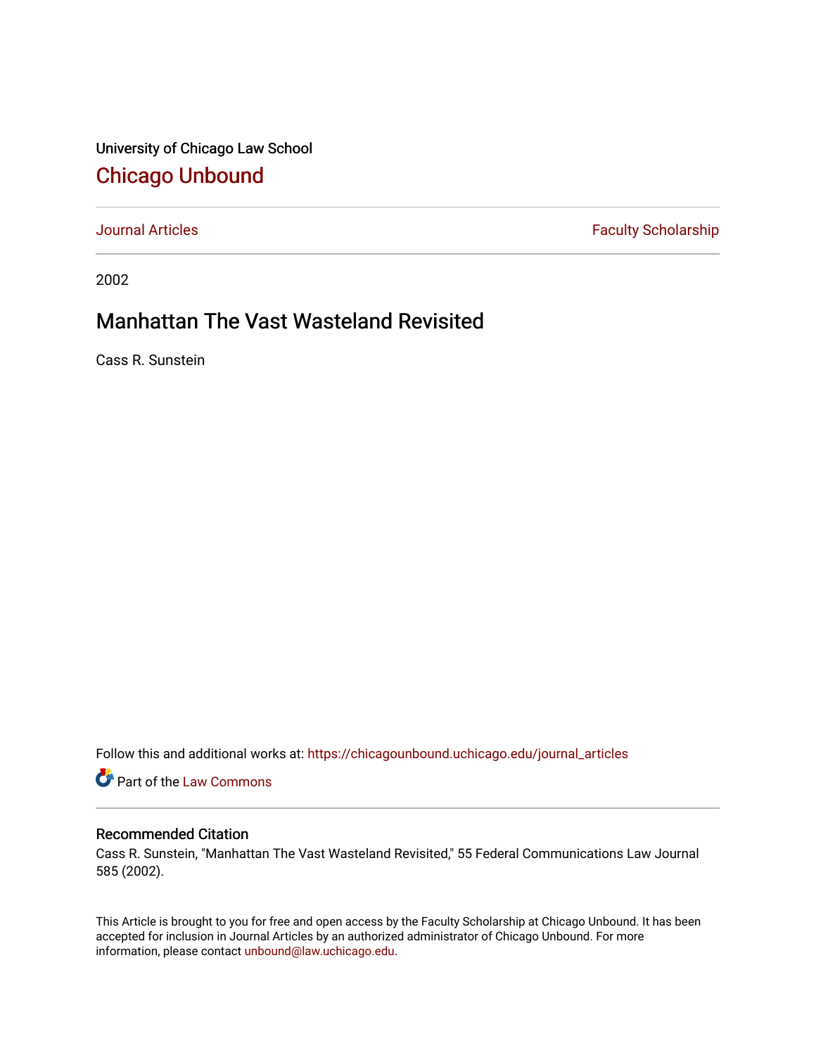University of Chicago Law School

## Chicago Unbound

Journal Articles | Faculty Scholarship

2002

# Manhattan The Vast Wasteland Revisited

Cass R. Sunstein

Follow this and additional works at: https://chicagounbound.uchicago.edu/journal_articles

Part of the Law Commons

### Recommended Citation

Cass R. Sunstein, "Manhattan The Vast Wasteland Revisited," 55 Federal Communications Law Journal 585 (2002).

This Article is brought to you for free and open access by the Faculty Scholarship at Chicago Unbound. It has been accepted for inclusion in Journal Articles by an authorized administrator of Chicago Unbound. For more information, please contact unbound@law.uchicago.edu.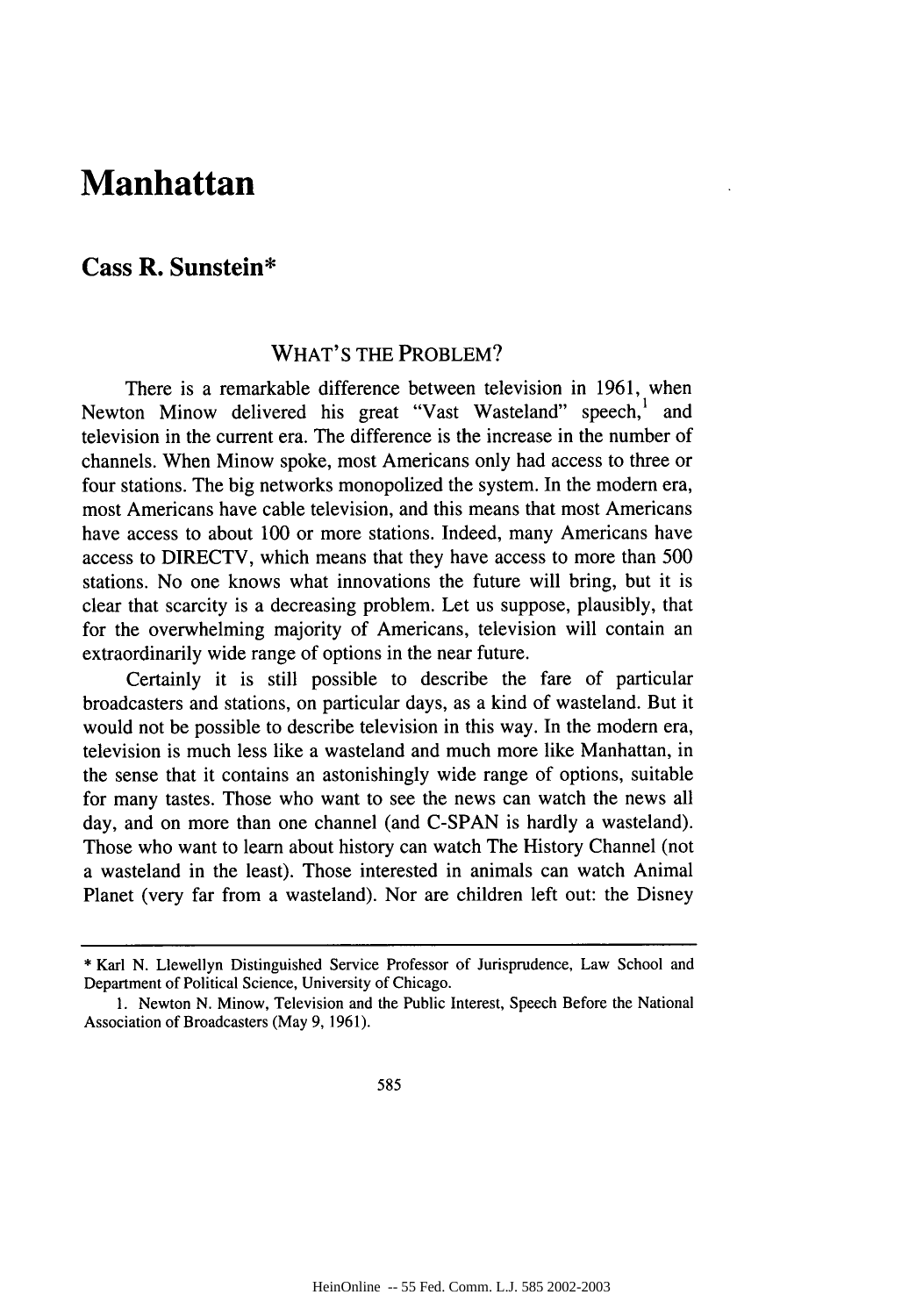# Manhattan

## Cass R. Sunstein*

### WHAT'S THE PROBLEM?

There is a remarkable difference between television in 1961, when Newton Minow delivered his great "Vast Wasteland" speech,[1] and television in the current era. The difference is the increase in the number of channels. When Minow spoke, most Americans only had access to three or four stations. The big networks monopolized the system. In the modern era, most Americans have cable television, and this means that most Americans have access to about 100 or more stations. Indeed, many Americans have access to DIRECTV, which means that they have access to more than 500 stations. No one knows what innovations the future will bring, but it is clear that scarcity is a decreasing problem. Let us suppose, plausibly, that for the overwhelming majority of Americans, television will contain an extraordinarily wide range of options in the near future.

Certainly it is still possible to describe the fare of particular broadcasters and stations, on particular days, as a kind of wasteland. But it would not be possible to describe television in this way. In the modern era, television is much less like a wasteland and much more like Manhattan, in the sense that it contains an astonishingly wide range of options, suitable for many tastes. Those who want to see the news can watch the news all day, and on more than one channel (and C-SPAN is hardly a wasteland). Those who want to learn about history can watch The History Channel (not a wasteland in the least). Those interested in animals can watch Animal Planet (very far from a wasteland). Nor are children left out: the Disney

---

\* Karl N. Llewellyn Distinguished Service Professor of Jurisprudence, Law School and Department of Political Science, University of Chicago.

1. Newton N. Minow, Television and the Public Interest, Speech Before the National Association of Broadcasters (May 9, 1961).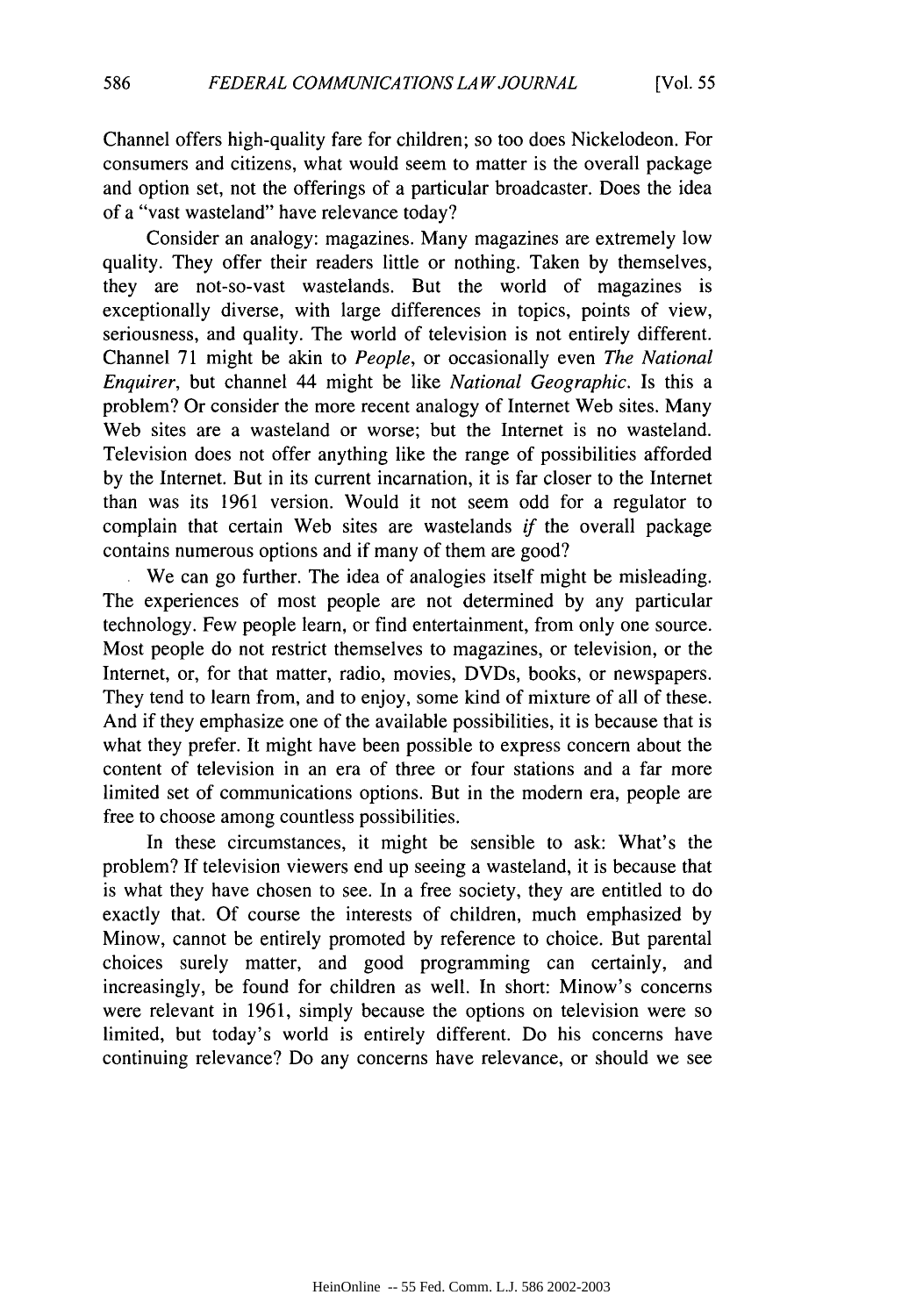Channel offers high-quality fare for children; so too does Nickelodeon. For consumers and citizens, what would seem to matter is the overall package and option set, not the offerings of a particular broadcaster. Does the idea of a "vast wasteland" have relevance today?

Consider an analogy: magazines. Many magazines are extremely low quality. They offer their readers little or nothing. Taken by themselves, they are not-so-vast wastelands. But the world of magazines is exceptionally diverse, with large differences in topics, points of view, seriousness, and quality. The world of television is not entirely different. Channel 71 might be akin to *People*, or occasionally even *The National Enquirer*, but channel 44 might be like *National Geographic*. Is this a problem? Or consider the more recent analogy of Internet Web sites. Many Web sites are a wasteland or worse; but the Internet is no wasteland. Television does not offer anything like the range of possibilities afforded by the Internet. But in its current incarnation, it is far closer to the Internet than was its 1961 version. Would it not seem odd for a regulator to complain that certain Web sites are wastelands *if* the overall package contains numerous options and if many of them are good?

We can go further. The idea of analogies itself might be misleading. The experiences of most people are not determined by any particular technology. Few people learn, or find entertainment, from only one source. Most people do not restrict themselves to magazines, or television, or the Internet, or, for that matter, radio, movies, DVDs, books, or newspapers. They tend to learn from, and to enjoy, some kind of mixture of all of these. And if they emphasize one of the available possibilities, it is because that is what they prefer. It might have been possible to express concern about the content of television in an era of three or four stations and a far more limited set of communications options. But in the modern era, people are free to choose among countless possibilities.

In these circumstances, it might be sensible to ask: What's the problem? If television viewers end up seeing a wasteland, it is because that is what they have chosen to see. In a free society, they are entitled to do exactly that. Of course the interests of children, much emphasized by Minow, cannot be entirely promoted by reference to choice. But parental choices surely matter, and good programming can certainly, and increasingly, be found for children as well. In short: Minow's concerns were relevant in 1961, simply because the options on television were so limited, but today's world is entirely different. Do his concerns have continuing relevance? Do any concerns have relevance, or should we see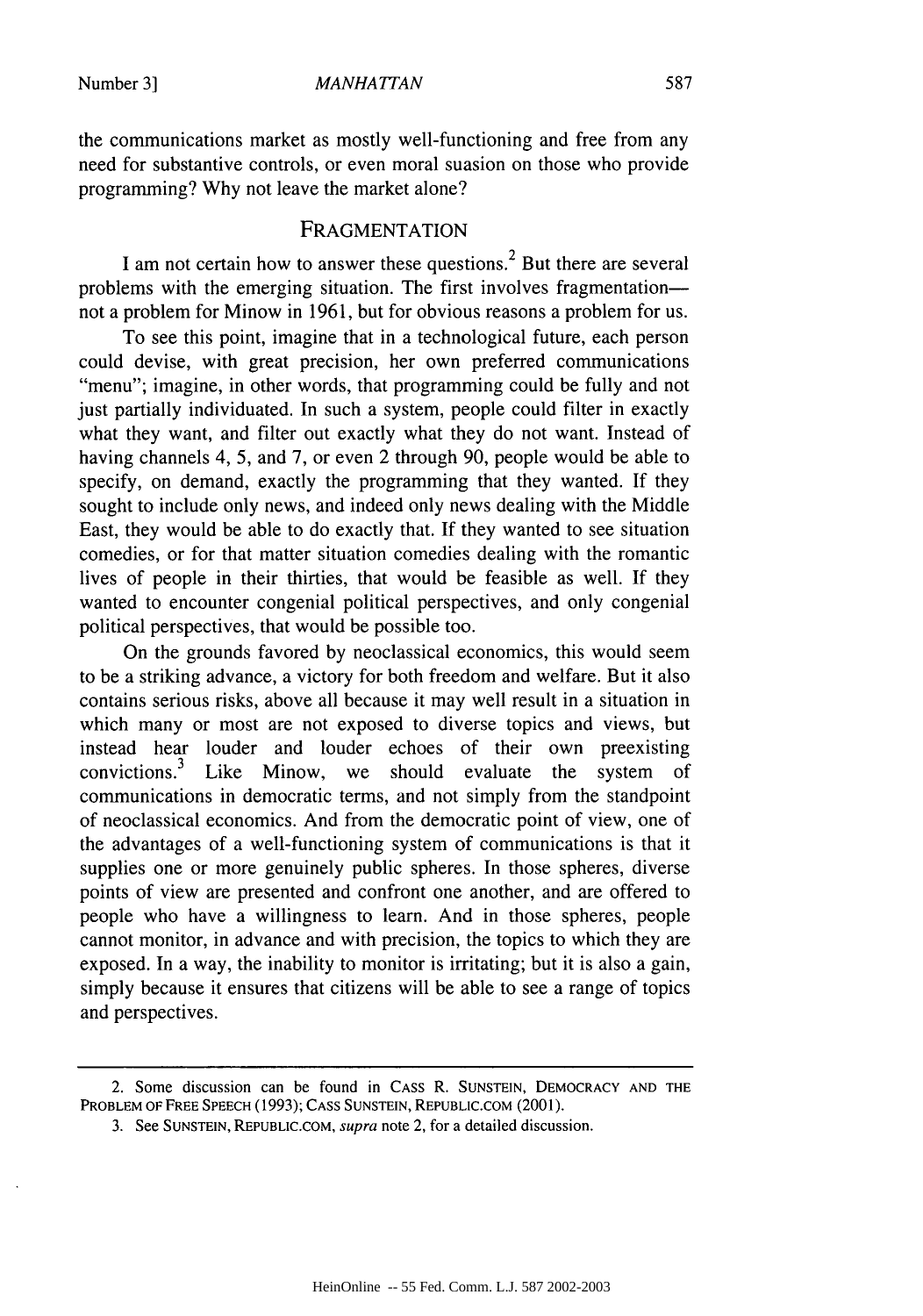the communications market as mostly well-functioning and free from any need for substantive controls, or even moral suasion on those who provide programming? Why not leave the market alone?

## FRAGMENTATION

I am not certain how to answer these questions.[2] But there are several problems with the emerging situation. The first involves fragmentation—not a problem for Minow in 1961, but for obvious reasons a problem for us.

To see this point, imagine that in a technological future, each person could devise, with great precision, her own preferred communications "menu"; imagine, in other words, that programming could be fully and not just partially individuated. In such a system, people could filter in exactly what they want, and filter out exactly what they do not want. Instead of having channels 4, 5, and 7, or even 2 through 90, people would be able to specify, on demand, exactly the programming that they wanted. If they sought to include only news, and indeed only news dealing with the Middle East, they would be able to do exactly that. If they wanted to see situation comedies, or for that matter situation comedies dealing with the romantic lives of people in their thirties, that would be feasible as well. If they wanted to encounter congenial political perspectives, and only congenial political perspectives, that would be possible too.

On the grounds favored by neoclassical economics, this would seem to be a striking advance, a victory for both freedom and welfare. But it also contains serious risks, above all because it may well result in a situation in which many or most are not exposed to diverse topics and views, but instead hear louder and louder echoes of their own preexisting convictions.[3] Like Minow, we should evaluate the system of communications in democratic terms, and not simply from the standpoint of neoclassical economics. And from the democratic point of view, one of the advantages of a well-functioning system of communications is that it supplies one or more genuinely public spheres. In those spheres, diverse points of view are presented and confront one another, and are offered to people who have a willingness to learn. And in those spheres, people cannot monitor, in advance and with precision, the topics to which they are exposed. In a way, the inability to monitor is irritating; but it is also a gain, simply because it ensures that citizens will be able to see a range of topics and perspectives.

---

2. Some discussion can be found in CASS R. SUNSTEIN, DEMOCRACY AND THE PROBLEM OF FREE SPEECH (1993); CASS SUNSTEIN, REPUBLIC.COM (2001).

3. See SUNSTEIN, REPUBLIC.COM, *supra* note 2, for a detailed discussion.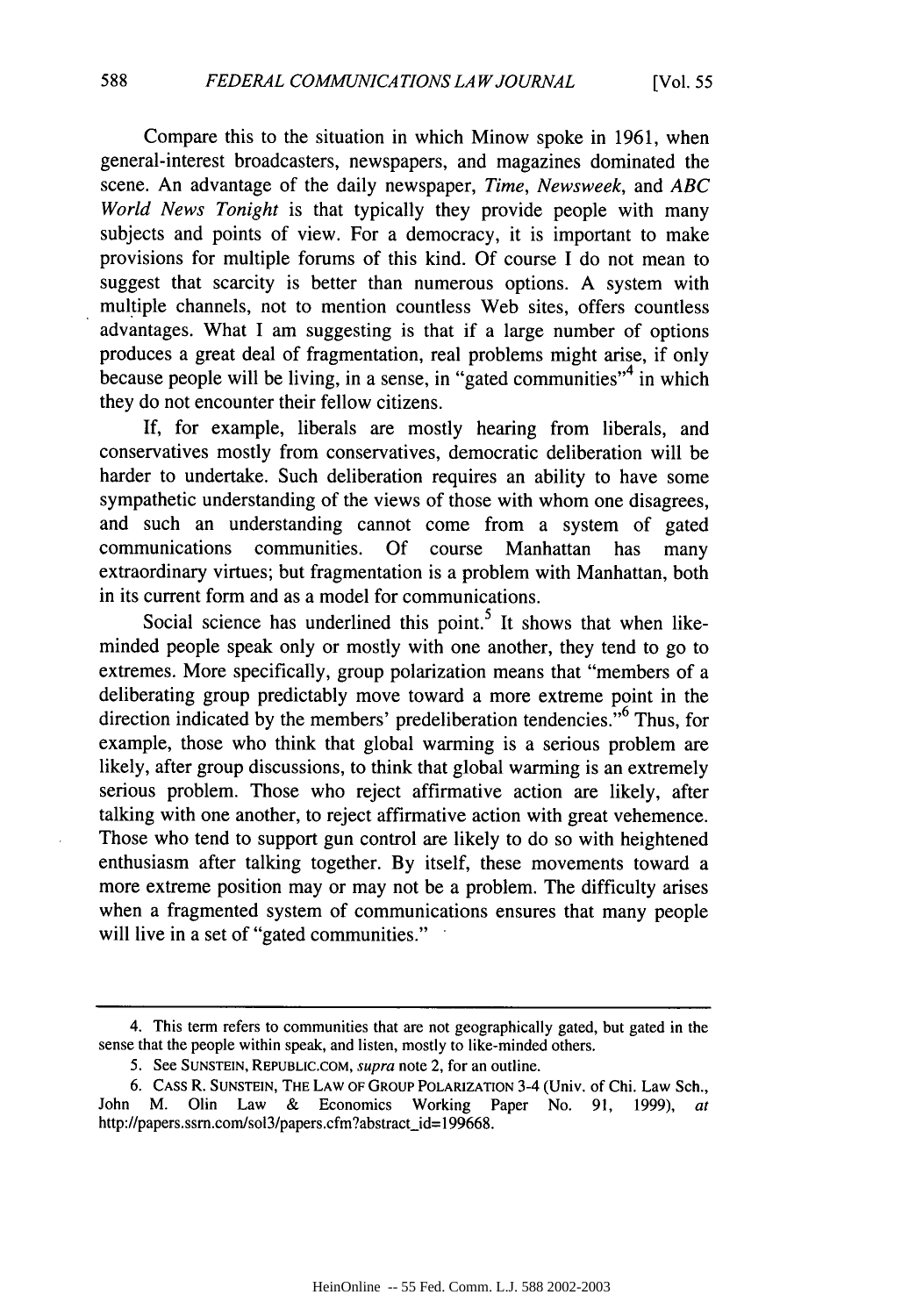Compare this to the situation in which Minow spoke in 1961, when general-interest broadcasters, newspapers, and magazines dominated the scene. An advantage of the daily newspaper, *Time*, *Newsweek*, and *ABC World News Tonight* is that typically they provide people with many subjects and points of view. For a democracy, it is important to make provisions for multiple forums of this kind. Of course I do not mean to suggest that scarcity is better than numerous options. A system with multiple channels, not to mention countless Web sites, offers countless advantages. What I am suggesting is that if a large number of options produces a great deal of fragmentation, real problems might arise, if only because people will be living, in a sense, in "gated communities"[4] in which they do not encounter their fellow citizens.

If, for example, liberals are mostly hearing from liberals, and conservatives mostly from conservatives, democratic deliberation will be harder to undertake. Such deliberation requires an ability to have some sympathetic understanding of the views of those with whom one disagrees, and such an understanding cannot come from a system of gated communications communities. Of course Manhattan has many extraordinary virtues; but fragmentation is a problem with Manhattan, both in its current form and as a model for communications.

Social science has underlined this point.[5] It shows that when like-minded people speak only or mostly with one another, they tend to go to extremes. More specifically, group polarization means that "members of a deliberating group predictably move toward a more extreme point in the direction indicated by the members' predeliberation tendencies."[6] Thus, for example, those who think that global warming is a serious problem are likely, after group discussions, to think that global warming is an extremely serious problem. Those who reject affirmative action are likely, after talking with one another, to reject affirmative action with great vehemence. Those who tend to support gun control are likely to do so with heightened enthusiasm after talking together. By itself, these movements toward a more extreme position may or may not be a problem. The difficulty arises when a fragmented system of communications ensures that many people will live in a set of "gated communities."

---

4. This term refers to communities that are not geographically gated, but gated in the sense that the people within speak, and listen, mostly to like-minded others.

5. See SUNSTEIN, REPUBLIC.COM, *supra* note 2, for an outline.

6. CASS R. SUNSTEIN, THE LAW OF GROUP POLARIZATION 3-4 (Univ. of Chi. Law Sch., John M. Olin Law & Economics Working Paper No. 91, 1999), *at* http://papers.ssrn.com/sol3/papers.cfm?abstract_id=199668.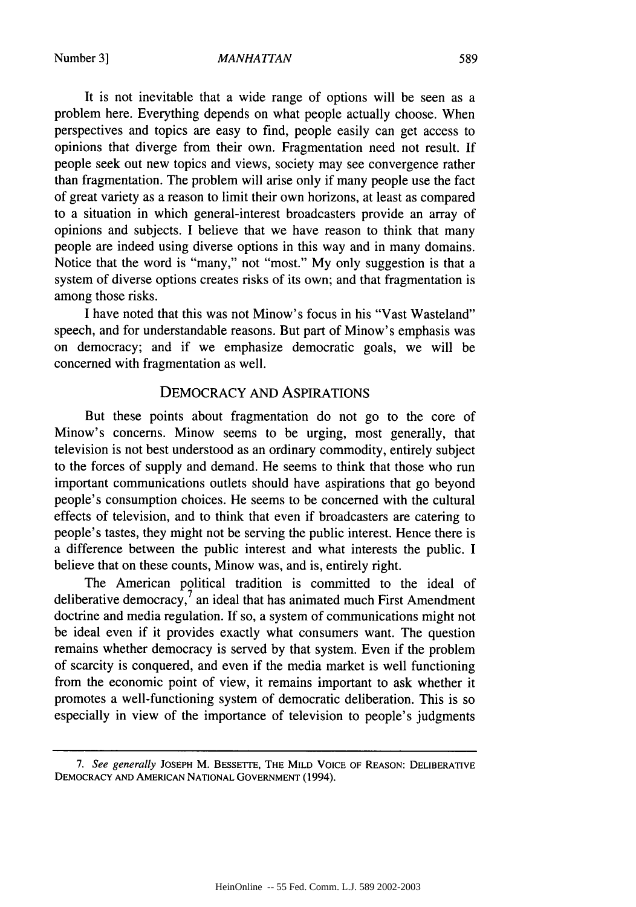It is not inevitable that a wide range of options will be seen as a problem here. Everything depends on what people actually choose. When perspectives and topics are easy to find, people easily can get access to opinions that diverge from their own. Fragmentation need not result. If people seek out new topics and views, society may see convergence rather than fragmentation. The problem will arise only if many people use the fact of great variety as a reason to limit their own horizons, at least as compared to a situation in which general-interest broadcasters provide an array of opinions and subjects. I believe that we have reason to think that many people are indeed using diverse options in this way and in many domains. Notice that the word is "many," not "most." My only suggestion is that a system of diverse options creates risks of its own; and that fragmentation is among those risks.

I have noted that this was not Minow's focus in his "Vast Wasteland" speech, and for understandable reasons. But part of Minow's emphasis was on democracy; and if we emphasize democratic goals, we will be concerned with fragmentation as well.

## DEMOCRACY AND ASPIRATIONS

But these points about fragmentation do not go to the core of Minow's concerns. Minow seems to be urging, most generally, that television is not best understood as an ordinary commodity, entirely subject to the forces of supply and demand. He seems to think that those who run important communications outlets should have aspirations that go beyond people's consumption choices. He seems to be concerned with the cultural effects of television, and to think that even if broadcasters are catering to people's tastes, they might not be serving the public interest. Hence there is a difference between the public interest and what interests the public. I believe that on these counts, Minow was, and is, entirely right.

The American political tradition is committed to the ideal of deliberative democracy,[7] an ideal that has animated much First Amendment doctrine and media regulation. If so, a system of communications might not be ideal even if it provides exactly what consumers want. The question remains whether democracy is served by that system. Even if the problem of scarcity is conquered, and even if the media market is well functioning from the economic point of view, it remains important to ask whether it promotes a well-functioning system of democratic deliberation. This is so especially in view of the importance of television to people's judgments

---

7. *See generally* JOSEPH M. BESSETTE, THE MILD VOICE OF REASON: DELIBERATIVE DEMOCRACY AND AMERICAN NATIONAL GOVERNMENT (1994).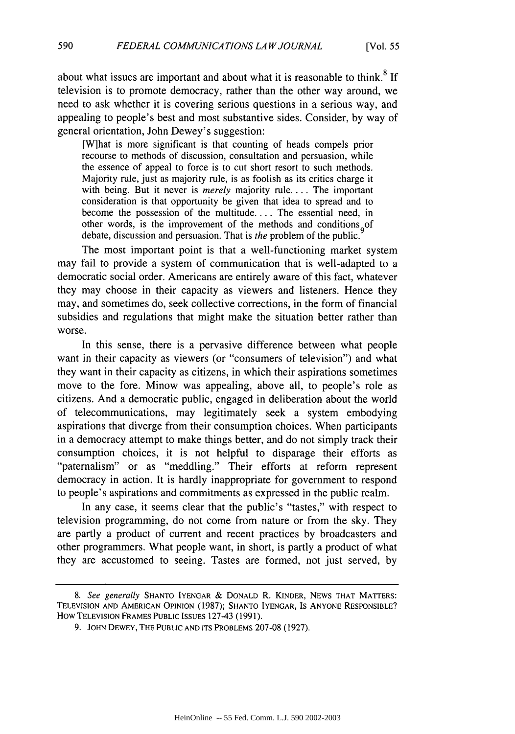about what issues are important and about what it is reasonable to think.[8] If television is to promote democracy, rather than the other way around, we need to ask whether it is covering serious questions in a serious way, and appealing to people's best and most substantive sides. Consider, by way of general orientation, John Dewey's suggestion:

> [W]hat is more significant is that counting of heads compels prior recourse to methods of discussion, consultation and persuasion, while the essence of appeal to force is to cut short resort to such methods. Majority rule, just as majority rule, is as foolish as its critics charge it with being. But it never is *merely* majority rule. . . . The important consideration is that opportunity be given that idea to spread and to become the possession of the multitude. . . . The essential need, in other words, is the improvement of the methods and conditions of debate, discussion and persuasion. That is *the* problem of the public.[9]

The most important point is that a well-functioning market system may fail to provide a system of communication that is well-adapted to a democratic social order. Americans are entirely aware of this fact, whatever they may choose in their capacity as viewers and listeners. Hence they may, and sometimes do, seek collective corrections, in the form of financial subsidies and regulations that might make the situation better rather than worse.

In this sense, there is a pervasive difference between what people want in their capacity as viewers (or "consumers of television") and what they want in their capacity as citizens, in which their aspirations sometimes move to the fore. Minow was appealing, above all, to people's role as citizens. And a democratic public, engaged in deliberation about the world of telecommunications, may legitimately seek a system embodying aspirations that diverge from their consumption choices. When participants in a democracy attempt to make things better, and do not simply track their consumption choices, it is not helpful to disparage their efforts as "paternalism" or as "meddling." Their efforts at reform represent democracy in action. It is hardly inappropriate for government to respond to people's aspirations and commitments as expressed in the public realm.

In any case, it seems clear that the public's "tastes," with respect to television programming, do not come from nature or from the sky. They are partly a product of current and recent practices by broadcasters and other programmers. What people want, in short, is partly a product of what they are accustomed to seeing. Tastes are formed, not just served, by

---

8. *See generally* SHANTO IYENGAR & DONALD R. KINDER, NEWS THAT MATTERS: TELEVISION AND AMERICAN OPINION (1987); SHANTO IYENGAR, IS ANYONE RESPONSIBLE? HOW TELEVISION FRAMES PUBLIC ISSUES 127-43 (1991).

9. JOHN DEWEY, THE PUBLIC AND ITS PROBLEMS 207-08 (1927).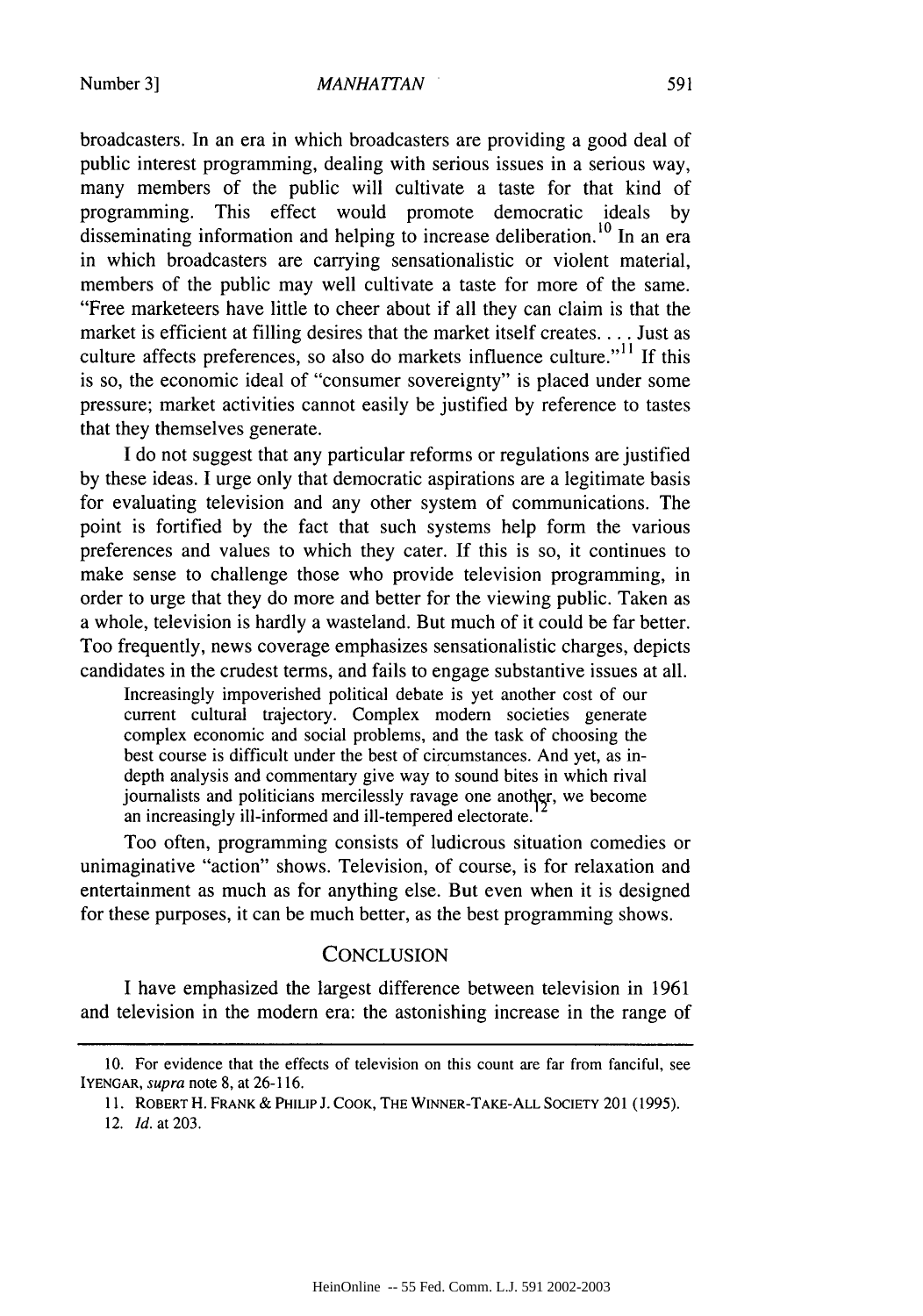broadcasters. In an era in which broadcasters are providing a good deal of public interest programming, dealing with serious issues in a serious way, many members of the public will cultivate a taste for that kind of programming. This effect would promote democratic ideals by disseminating information and helping to increase deliberation.[10] In an era in which broadcasters are carrying sensationalistic or violent material, members of the public may well cultivate a taste for more of the same. "Free marketeers have little to cheer about if all they can claim is that the market is efficient at filling desires that the market itself creates. . . . Just as culture affects preferences, so also do markets influence culture."[11] If this is so, the economic ideal of "consumer sovereignty" is placed under some pressure; market activities cannot easily be justified by reference to tastes that they themselves generate.

I do not suggest that any particular reforms or regulations are justified by these ideas. I urge only that democratic aspirations are a legitimate basis for evaluating television and any other system of communications. The point is fortified by the fact that such systems help form the various preferences and values to which they cater. If this is so, it continues to make sense to challenge those who provide television programming, in order to urge that they do more and better for the viewing public. Taken as a whole, television is hardly a wasteland. But much of it could be far better. Too frequently, news coverage emphasizes sensationalistic charges, depicts candidates in the crudest terms, and fails to engage substantive issues at all.

> Increasingly impoverished political debate is yet another cost of our current cultural trajectory. Complex modern societies generate complex economic and social problems, and the task of choosing the best course is difficult under the best of circumstances. And yet, as in-depth analysis and commentary give way to sound bites in which rival journalists and politicians mercilessly ravage one another, we become an increasingly ill-informed and ill-tempered electorate.[12]

Too often, programming consists of ludicrous situation comedies or unimaginative "action" shows. Television, of course, is for relaxation and entertainment as much as for anything else. But even when it is designed for these purposes, it can be much better, as the best programming shows.

## CONCLUSION

I have emphasized the largest difference between television in 1961 and television in the modern era: the astonishing increase in the range of

---

10. For evidence that the effects of television on this count are far from fanciful, see IYENGAR, *supra* note 8, at 26-116.

11. ROBERT H. FRANK & PHILIP J. COOK, THE WINNER-TAKE-ALL SOCIETY 201 (1995).

12. *Id.* at 203.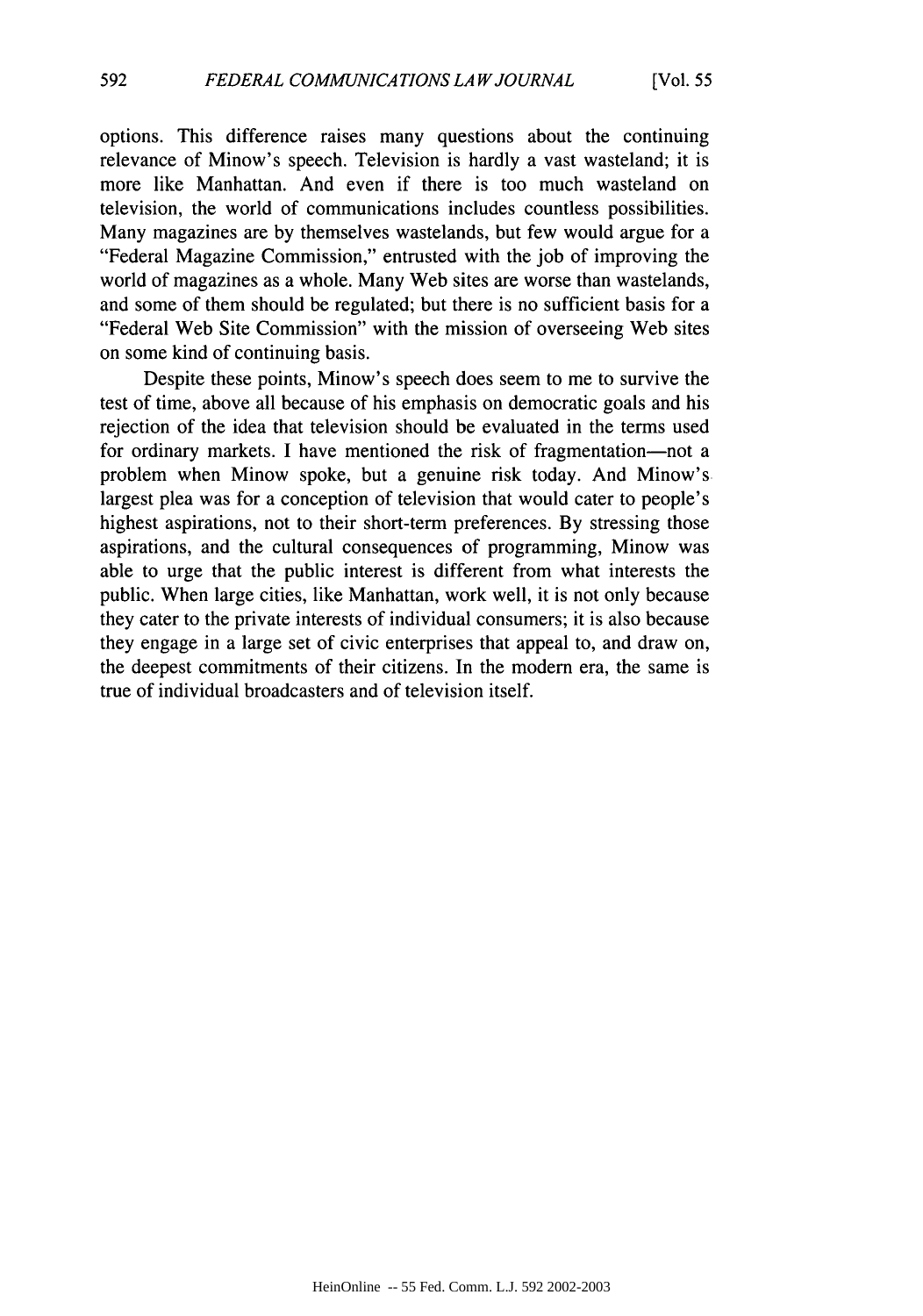options. This difference raises many questions about the continuing relevance of Minow's speech. Television is hardly a vast wasteland; it is more like Manhattan. And even if there is too much wasteland on television, the world of communications includes countless possibilities. Many magazines are by themselves wastelands, but few would argue for a "Federal Magazine Commission," entrusted with the job of improving the world of magazines as a whole. Many Web sites are worse than wastelands, and some of them should be regulated; but there is no sufficient basis for a "Federal Web Site Commission" with the mission of overseeing Web sites on some kind of continuing basis.

Despite these points, Minow's speech does seem to me to survive the test of time, above all because of his emphasis on democratic goals and his rejection of the idea that television should be evaluated in the terms used for ordinary markets. I have mentioned the risk of fragmentation—not a problem when Minow spoke, but a genuine risk today. And Minow's largest plea was for a conception of television that would cater to people's highest aspirations, not to their short-term preferences. By stressing those aspirations, and the cultural consequences of programming, Minow was able to urge that the public interest is different from what interests the public. When large cities, like Manhattan, work well, it is not only because they cater to the private interests of individual consumers; it is also because they engage in a large set of civic enterprises that appeal to, and draw on, the deepest commitments of their citizens. In the modern era, the same is true of individual broadcasters and of television itself.